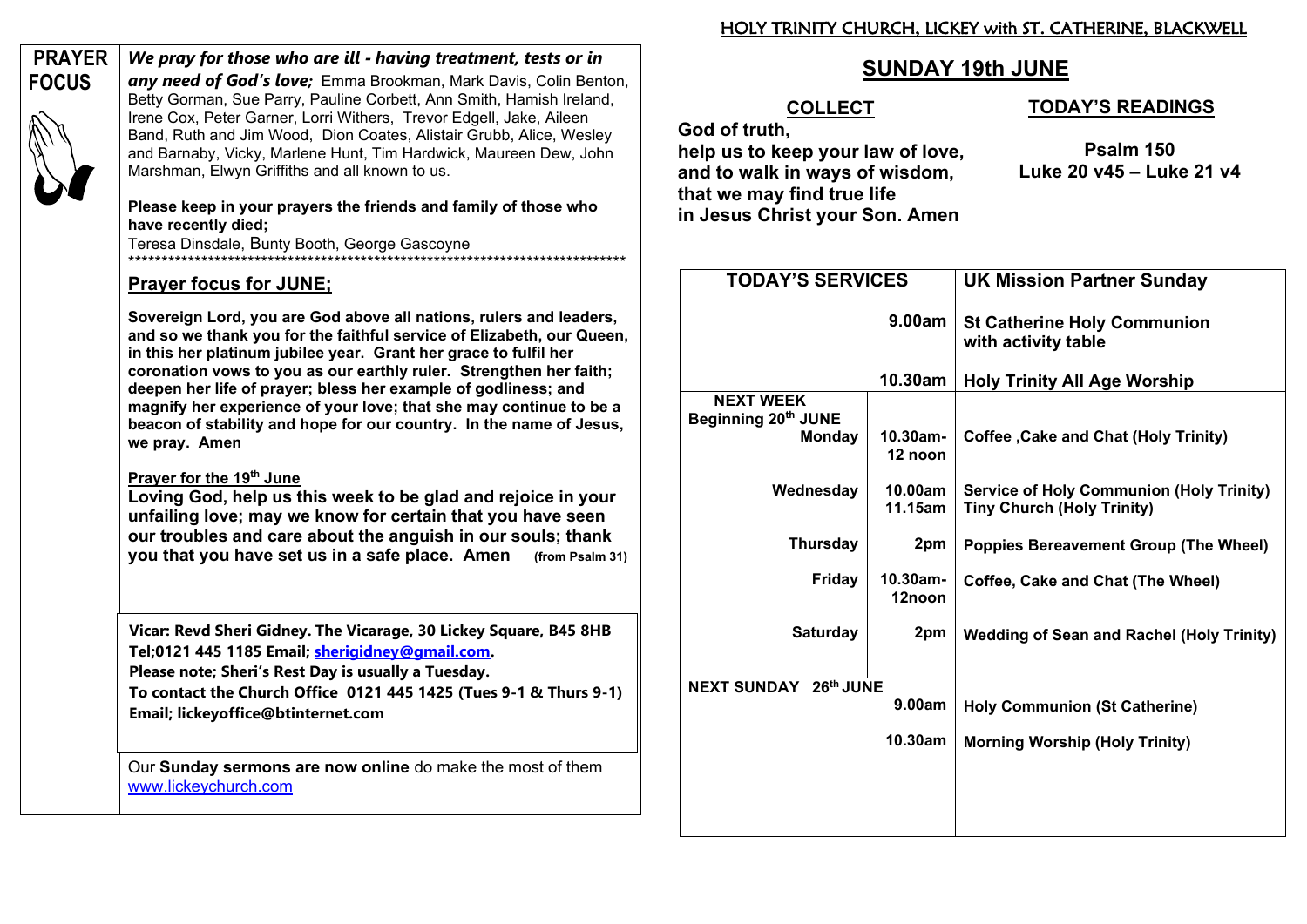## PRAYER FOCUS

***We pray for those who are ill - having treatment, tests or in any need of God's love;*** Emma Brookman, Mark Davis, Colin Benton, Betty Gorman, Sue Parry, Pauline Corbett, Ann Smith, Hamish Ireland, Irene Cox, Peter Garner, Lorri Withers, Trevor Edgell, Jake, Aileen Band, Ruth and Jim Wood, Dion Coates, Alistair Grubb, Alice, Wesley and Barnaby, Vicky, Marlene Hunt, Tim Hardwick, Maureen Dew, John Marshman, Elwyn Griffiths and all known to us.

**Please keep in your prayers the friends and family of those who have recently died;**
Teresa Dinsdale, Bunty Booth, George Gascoyne

*****************************************************************************

### Prayer focus for JUNE;

**Sovereign Lord, you are God above all nations, rulers and leaders, and so we thank you for the faithful service of Elizabeth, our Queen, in this her platinum jubilee year. Grant her grace to fulfil her coronation vows to you as our earthly ruler. Strengthen her faith; deepen her life of prayer; bless her example of godliness; and magnify her experience of your love; that she may continue to be a beacon of stability and hope for our country. In the name of Jesus, we pray. Amen**

**Prayer for the 19th June**

**Loving God, help us this week to be glad and rejoice in your unfailing love; may we know for certain that you have seen our troubles and care about the anguish in our souls; thank you that you have set us in a safe place. Amen** **(from Psalm 31)**

**Vicar: Revd Sheri Gidney. The Vicarage, 30 Lickey Square, B45 8HB**
**Tel;0121 445 1185 Email; sherigidney@gmail.com.**
**Please note; Sheri's Rest Day is usually a Tuesday.**
**To contact the Church Office 0121 445 1425 (Tues 9-1 & Thurs 9-1)**
**Email; lickeyoffice@btinternet.com**

Our **Sunday sermons are now online** do make the most of them
www.lickeychurch.com

HOLY TRINITY CHURCH, LICKEY with ST. CATHERINE, BLACKWELL

# SUNDAY 19th JUNE

## COLLECT

**God of truth,**
**help us to keep your law of love,**
**and to walk in ways of wisdom,**
**that we may find true life**
**in Jesus Christ your Son. Amen**

## TODAY'S READINGS

**Psalm 150**
**Luke 20 v45 – Luke 21 v4**

| TODAY'S SERVICES | | UK Mission Partner Sunday |
|---|---|---|
| | 9.00am | St Catherine Holy Communion with activity table |
| | 10.30am | Holy Trinity All Age Worship |
| **NEXT WEEK Beginning 20th JUNE** | | |
| Monday | 10.30am-12 noon | Coffee ,Cake and Chat (Holy Trinity) |
| Wednesday | 10.00am<br>11.15am | Service of Holy Communion (Holy Trinity)<br>Tiny Church (Holy Trinity) |
| Thursday | 2pm | Poppies Bereavement Group (The Wheel) |
| Friday | 10.30am-12noon | Coffee, Cake and Chat (The Wheel) |
| Saturday | 2pm | Wedding of Sean and Rachel (Holy Trinity) |
| **NEXT SUNDAY 26th JUNE** | | |
| | 9.00am | Holy Communion (St Catherine) |
| | 10.30am | Morning Worship (Holy Trinity) |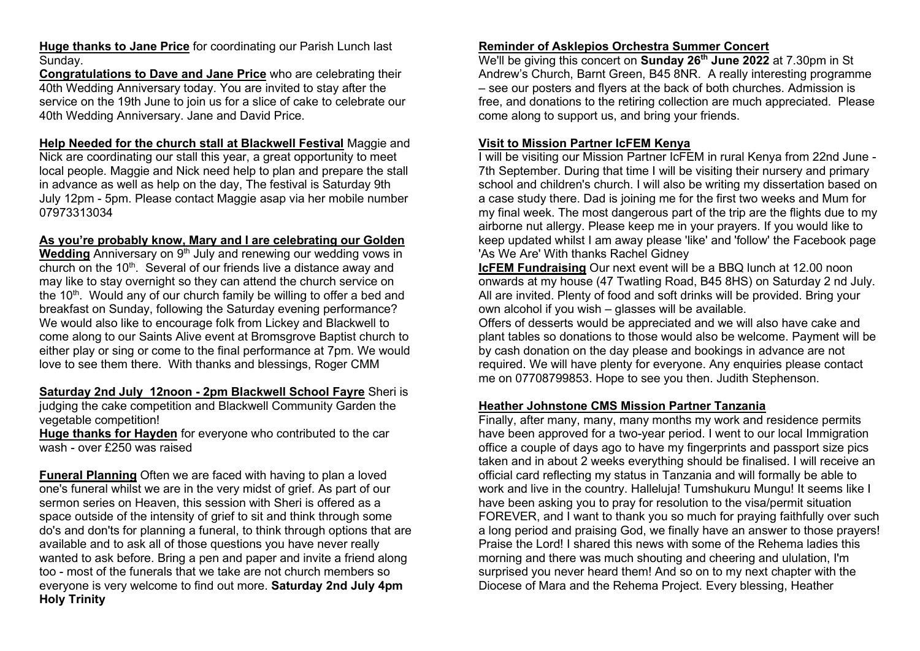**Huge thanks to Jane Price** for coordinating our Parish Lunch last Sunday.

**Congratulations to Dave and Jane Price** who are celebrating their 40th Wedding Anniversary today. You are invited to stay after the service on the 19th June to join us for a slice of cake to celebrate our 40th Wedding Anniversary. Jane and David Price.

**Help Needed for the church stall at Blackwell Festival** Maggie and Nick are coordinating our stall this year, a great opportunity to meet local people. Maggie and Nick need help to plan and prepare the stall in advance as well as help on the day, The festival is Saturday 9th July 12pm - 5pm. Please contact Maggie asap via her mobile number 07973313034

**As you're probably know, Mary and I are celebrating our Golden Wedding** Anniversary on 9th July and renewing our wedding vows in church on the 10th. Several of our friends live a distance away and may like to stay overnight so they can attend the church service on the 10th. Would any of our church family be willing to offer a bed and breakfast on Sunday, following the Saturday evening performance? We would also like to encourage folk from Lickey and Blackwell to come along to our Saints Alive event at Bromsgrove Baptist church to either play or sing or come to the final performance at 7pm. We would love to see them there. With thanks and blessings, Roger CMM

**Saturday 2nd July 12noon - 2pm Blackwell School Fayre** Sheri is judging the cake competition and Blackwell Community Garden the vegetable competition!

**Huge thanks for Hayden** for everyone who contributed to the car wash - over £250 was raised

**Funeral Planning** Often we are faced with having to plan a loved one's funeral whilst we are in the very midst of grief. As part of our sermon series on Heaven, this session with Sheri is offered as a space outside of the intensity of grief to sit and think through some do's and don'ts for planning a funeral, to think through options that are available and to ask all of those questions you have never really wanted to ask before. Bring a pen and paper and invite a friend along too - most of the funerals that we take are not church members so everyone is very welcome to find out more. **Saturday 2nd July 4pm Holy Trinity**

**Reminder of Asklepios Orchestra Summer Concert**

We'll be giving this concert on **Sunday 26th June 2022** at 7.30pm in St Andrew's Church, Barnt Green, B45 8NR. A really interesting programme – see our posters and flyers at the back of both churches. Admission is free, and donations to the retiring collection are much appreciated. Please come along to support us, and bring your friends.

**Visit to Mission Partner IcFEM Kenya**

I will be visiting our Mission Partner IcFEM in rural Kenya from 22nd June - 7th September. During that time I will be visiting their nursery and primary school and children's church. I will also be writing my dissertation based on a case study there. Dad is joining me for the first two weeks and Mum for my final week. The most dangerous part of the trip are the flights due to my airborne nut allergy. Please keep me in your prayers. If you would like to keep updated whilst I am away please 'like' and 'follow' the Facebook page 'As We Are' With thanks Rachel Gidney

**IcFEM Fundraising** Our next event will be a BBQ lunch at 12.00 noon onwards at my house (47 Twatling Road, B45 8HS) on Saturday 2 nd July. All are invited. Plenty of food and soft drinks will be provided. Bring your own alcohol if you wish – glasses will be available.

Offers of desserts would be appreciated and we will also have cake and plant tables so donations to those would also be welcome. Payment will be by cash donation on the day please and bookings in advance are not required. We will have plenty for everyone. Any enquiries please contact me on 07708799853. Hope to see you then. Judith Stephenson.

**Heather Johnstone CMS Mission Partner Tanzania**

Finally, after many, many, many months my work and residence permits have been approved for a two-year period. I went to our local Immigration office a couple of days ago to have my fingerprints and passport size pics taken and in about 2 weeks everything should be finalised. I will receive an official card reflecting my status in Tanzania and will formally be able to work and live in the country. Halleluja! Tumshukuru Mungu! It seems like I have been asking you to pray for resolution to the visa/permit situation FOREVER, and I want to thank you so much for praying faithfully over such a long period and praising God, we finally have an answer to those prayers! Praise the Lord! I shared this news with some of the Rehema ladies this morning and there was much shouting and cheering and ululation, I'm surprised you never heard them! And so on to my next chapter with the Diocese of Mara and the Rehema Project. Every blessing, Heather